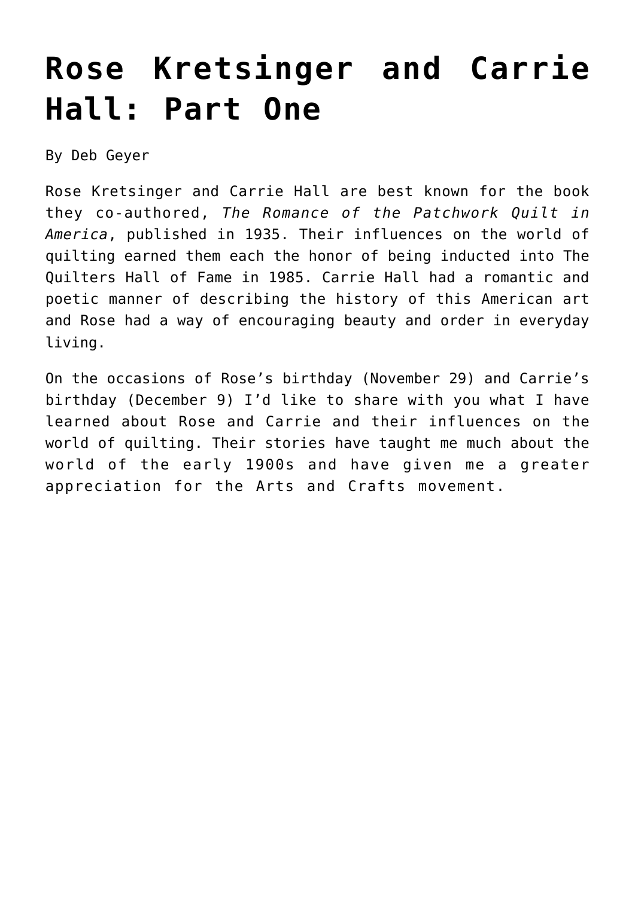# Rose Kretsinger and Carrie Hall: Part One

By Deb Geyer

Rose Kretsinger and Carrie Hall are best known for the book they co-authored, *The Romance of the Patchwork Quilt in America*, published in 1935. Their influences on the world of quilting earned them each the honor of being inducted into The Quilters Hall of Fame in 1985. Carrie Hall had a romantic and poetic manner of describing the history of this American art and Rose had a way of encouraging beauty and order in everyday living.

On the occasions of Rose's birthday (November 29) and Carrie's birthday (December 9) I'd like to share with you what I have learned about Rose and Carrie and their influences on the world of quilting. Their stories have taught me much about the world of the early 1900s and have given me a greater appreciation for the Arts and Crafts movement.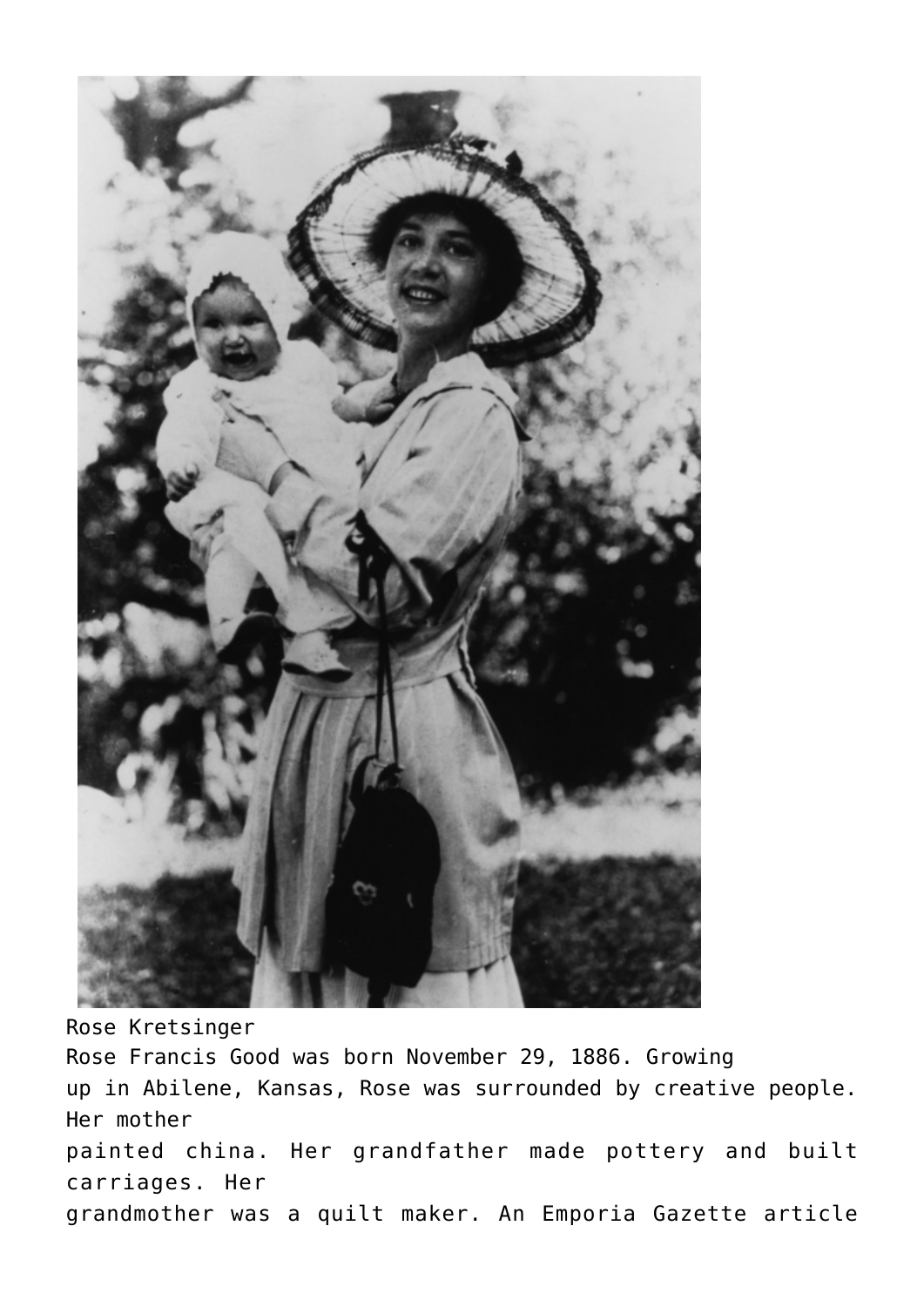Rose Kretsinger

Rose Francis Good was born November 29, 1886. Growing up in Abilene, Kansas, Rose was surrounded by creative people. Her mother painted china. Her grandfather made pottery and built carriages. Her grandmother was a quilt maker. An Emporia Gazette article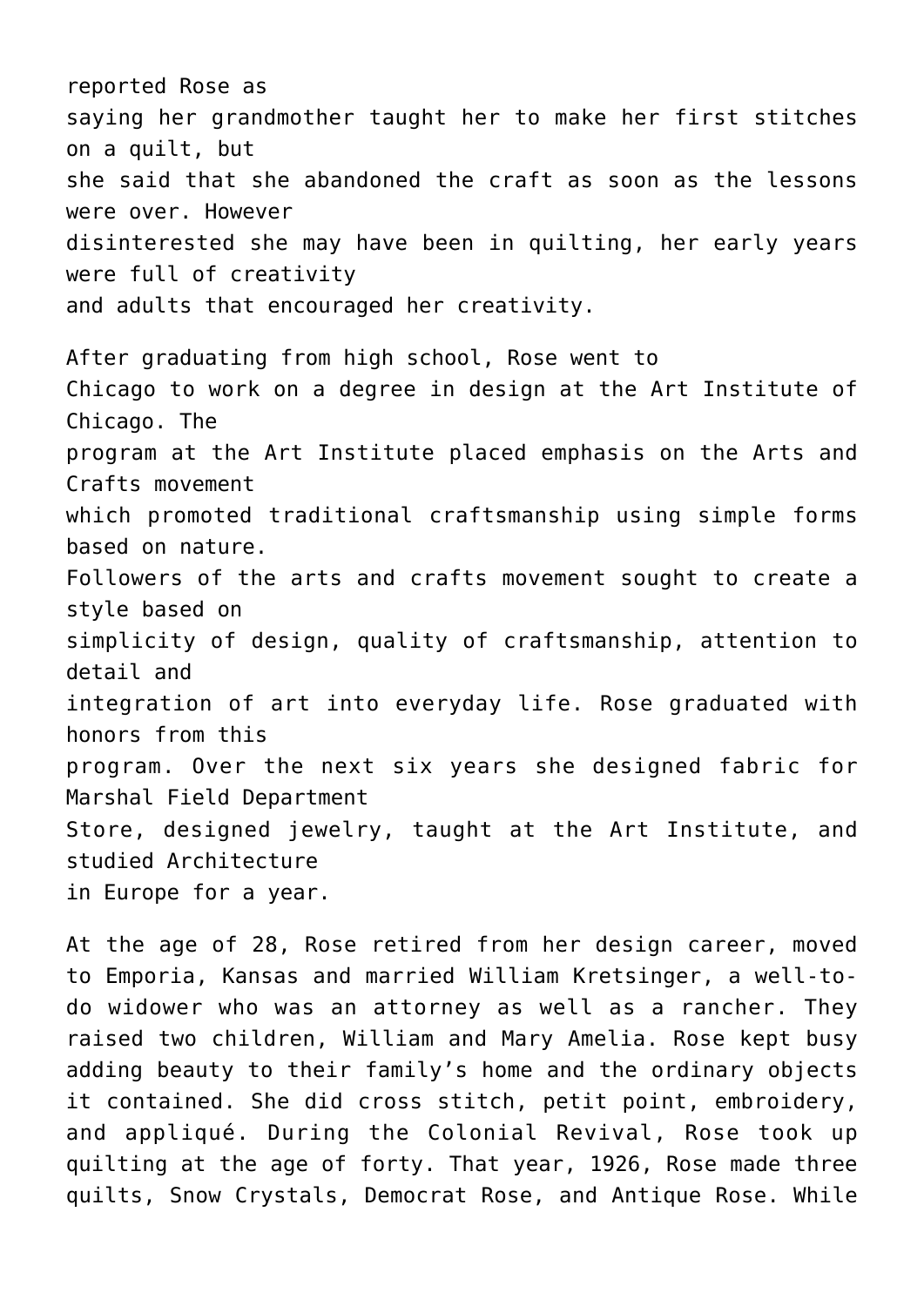reported Rose as saying her grandmother taught her to make her first stitches on a quilt, but she said that she abandoned the craft as soon as the lessons were over. However disinterested she may have been in quilting, her early years were full of creativity and adults that encouraged her creativity.

After graduating from high school, Rose went to Chicago to work on a degree in design at the Art Institute of Chicago. The program at the Art Institute placed emphasis on the Arts and Crafts movement which promoted traditional craftsmanship using simple forms based on nature. Followers of the arts and crafts movement sought to create a style based on simplicity of design, quality of craftsmanship, attention to detail and integration of art into everyday life. Rose graduated with honors from this program. Over the next six years she designed fabric for Marshal Field Department Store, designed jewelry, taught at the Art Institute, and studied Architecture in Europe for a year.

At the age of 28, Rose retired from her design career, moved to Emporia, Kansas and married William Kretsinger, a well-to-do widower who was an attorney as well as a rancher. They raised two children, William and Mary Amelia. Rose kept busy adding beauty to their family's home and the ordinary objects it contained. She did cross stitch, petit point, embroidery, and appliqué. During the Colonial Revival, Rose took up quilting at the age of forty. That year, 1926, Rose made three quilts, Snow Crystals, Democrat Rose, and Antique Rose. While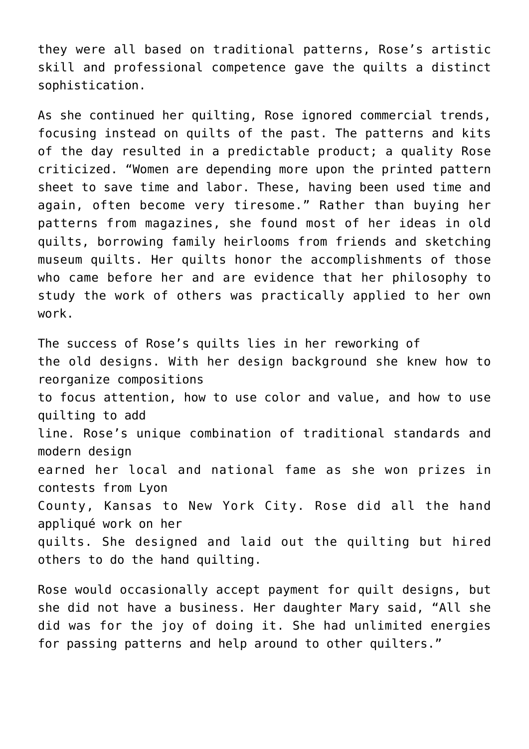they were all based on traditional patterns, Rose's artistic skill and professional competence gave the quilts a distinct sophistication.

As she continued her quilting, Rose ignored commercial trends, focusing instead on quilts of the past. The patterns and kits of the day resulted in a predictable product; a quality Rose criticized. "Women are depending more upon the printed pattern sheet to save time and labor. These, having been used time and again, often become very tiresome." Rather than buying her patterns from magazines, she found most of her ideas in old quilts, borrowing family heirlooms from friends and sketching museum quilts. Her quilts honor the accomplishments of those who came before her and are evidence that her philosophy to study the work of others was practically applied to her own work.

The success of Rose's quilts lies in her reworking of the old designs. With her design background she knew how to reorganize compositions to focus attention, how to use color and value, and how to use quilting to add line. Rose's unique combination of traditional standards and modern design earned her local and national fame as she won prizes in contests from Lyon County, Kansas to New York City. Rose did all the hand appliqué work on her quilts. She designed and laid out the quilting but hired others to do the hand quilting.

Rose would occasionally accept payment for quilt designs, but she did not have a business. Her daughter Mary said, "All she did was for the joy of doing it. She had unlimited energies for passing patterns and help around to other quilters."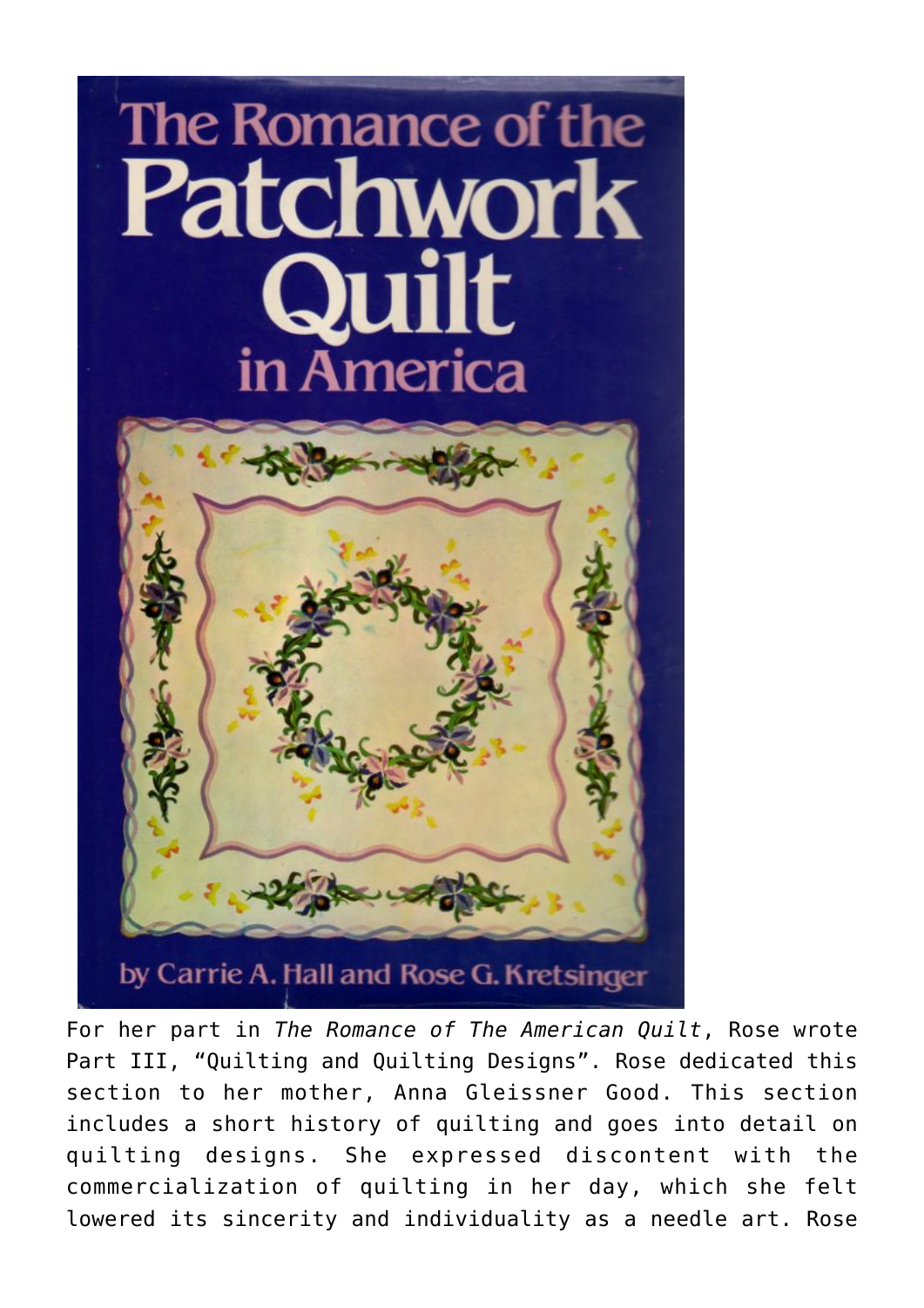For her part in *The Romance of The American Quilt*, Rose wrote Part III, "Quilting and Quilting Designs". Rose dedicated this section to her mother, Anna Gleissner Good. This section includes a short history of quilting and goes into detail on quilting designs. She expressed discontent with the commercialization of quilting in her day, which she felt lowered its sincerity and individuality as a needle art. Rose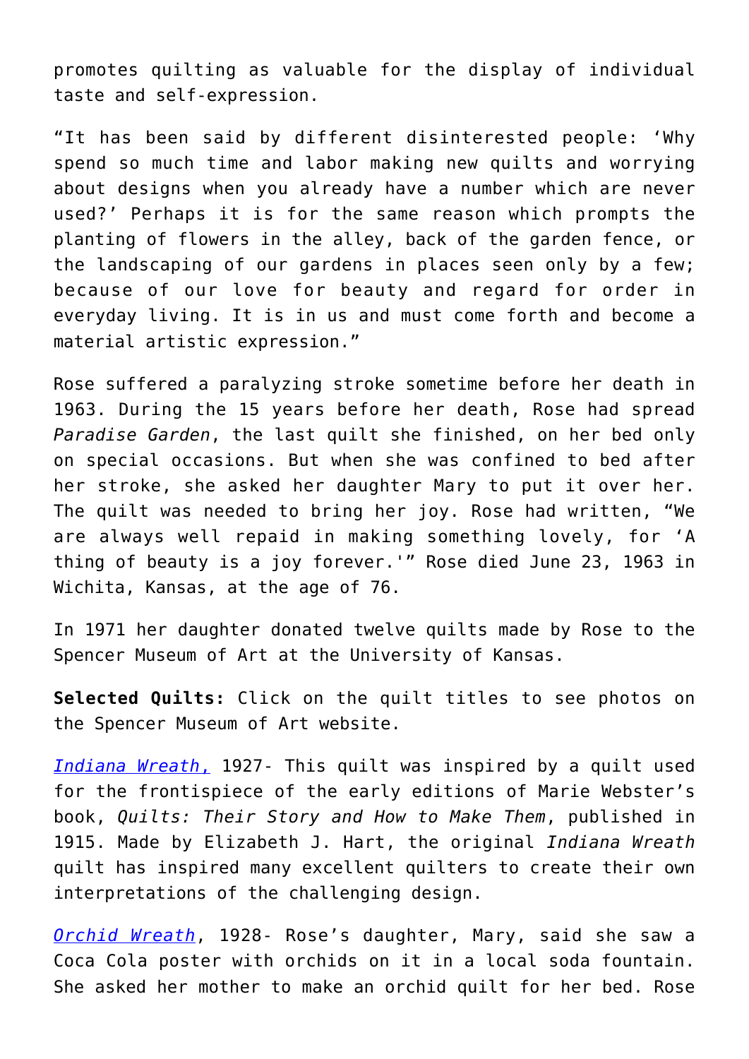promotes quilting as valuable for the display of individual taste and self-expression.

"It has been said by different disinterested people: 'Why spend so much time and labor making new quilts and worrying about designs when you already have a number which are never used?' Perhaps it is for the same reason which prompts the planting of flowers in the alley, back of the garden fence, or the landscaping of our gardens in places seen only by a few; because of our love for beauty and regard for order in everyday living. It is in us and must come forth and become a material artistic expression."

Rose suffered a paralyzing stroke sometime before her death in 1963. During the 15 years before her death, Rose had spread *Paradise Garden*, the last quilt she finished, on her bed only on special occasions. But when she was confined to bed after her stroke, she asked her daughter Mary to put it over her. The quilt was needed to bring her joy. Rose had written, "We are always well repaid in making something lovely, for 'A thing of beauty is a joy forever.'" Rose died June 23, 1963 in Wichita, Kansas, at the age of 76.

In 1971 her daughter donated twelve quilts made by Rose to the Spencer Museum of Art at the University of Kansas.

**Selected Quilts:** Click on the quilt titles to see photos on the Spencer Museum of Art website.

*Indiana Wreath,* 1927- This quilt was inspired by a quilt used for the frontispiece of the early editions of Marie Webster's book, *Quilts: Their Story and How to Make Them*, published in 1915. Made by Elizabeth J. Hart, the original *Indiana Wreath* quilt has inspired many excellent quilters to create their own interpretations of the challenging design.

*Orchid Wreath*, 1928- Rose's daughter, Mary, said she saw a Coca Cola poster with orchids on it in a local soda fountain. She asked her mother to make an orchid quilt for her bed. Rose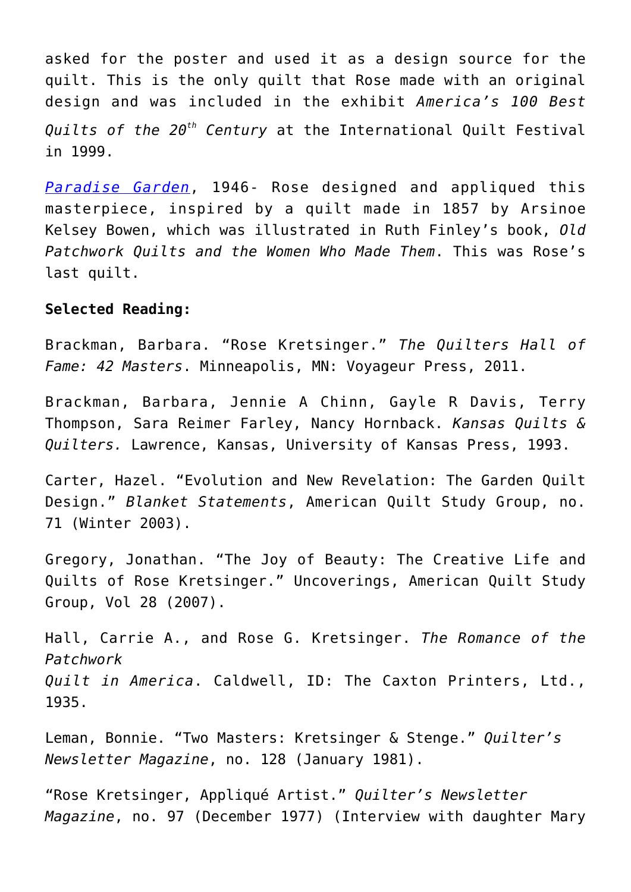asked for the poster and used it as a design source for the quilt. This is the only quilt that Rose made with an original design and was included in the exhibit *America's 100 Best Quilts of the 20th Century* at the International Quilt Festival in 1999.

*Paradise Garden*, 1946- Rose designed and appliqued this masterpiece, inspired by a quilt made in 1857 by Arsinoe Kelsey Bowen, which was illustrated in Ruth Finley's book, *Old Patchwork Quilts and the Women Who Made Them*. This was Rose's last quilt.

**Selected Reading:**

Brackman, Barbara. "Rose Kretsinger." *The Quilters Hall of Fame: 42 Masters*. Minneapolis, MN: Voyageur Press, 2011.

Brackman, Barbara, Jennie A Chinn, Gayle R Davis, Terry Thompson, Sara Reimer Farley, Nancy Hornback. *Kansas Quilts & Quilters.* Lawrence, Kansas, University of Kansas Press, 1993.

Carter, Hazel. "Evolution and New Revelation: The Garden Quilt Design." *Blanket Statements*, American Quilt Study Group, no. 71 (Winter 2003).

Gregory, Jonathan. "The Joy of Beauty: The Creative Life and Quilts of Rose Kretsinger." Uncoverings, American Quilt Study Group, Vol 28 (2007).

Hall, Carrie A., and Rose G. Kretsinger. *The Romance of the Patchwork Quilt in America*. Caldwell, ID: The Caxton Printers, Ltd., 1935.

Leman, Bonnie. "Two Masters: Kretsinger & Stenge." *Quilter's Newsletter Magazine*, no. 128 (January 1981).

"Rose Kretsinger, Appliqué Artist." *Quilter's Newsletter Magazine*, no. 97 (December 1977) (Interview with daughter Mary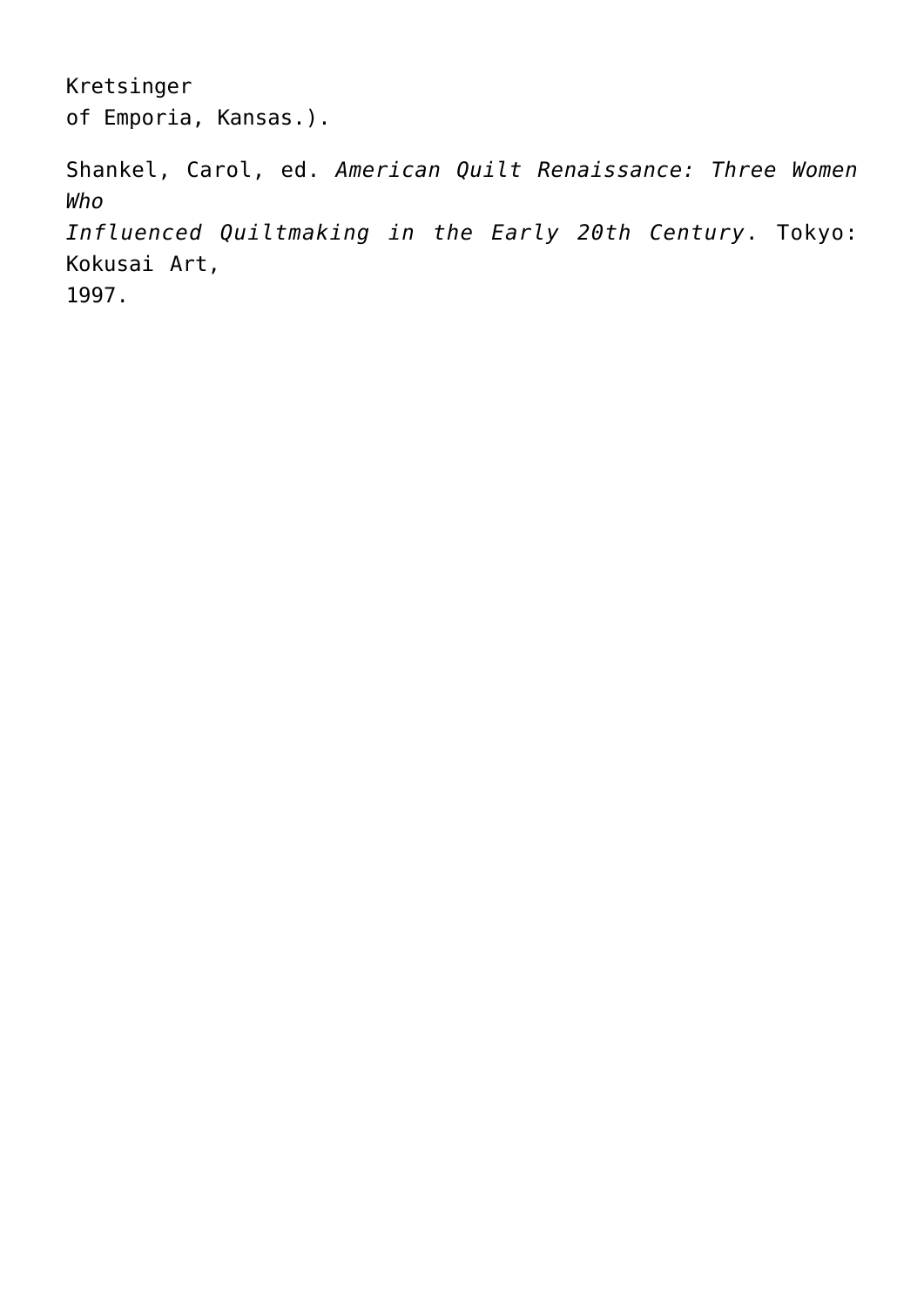Kretsinger of Emporia, Kansas.).

Shankel, Carol, ed. *American Quilt Renaissance: Three Women Who Influenced Quiltmaking in the Early 20th Century*. Tokyo: Kokusai Art, 1997.